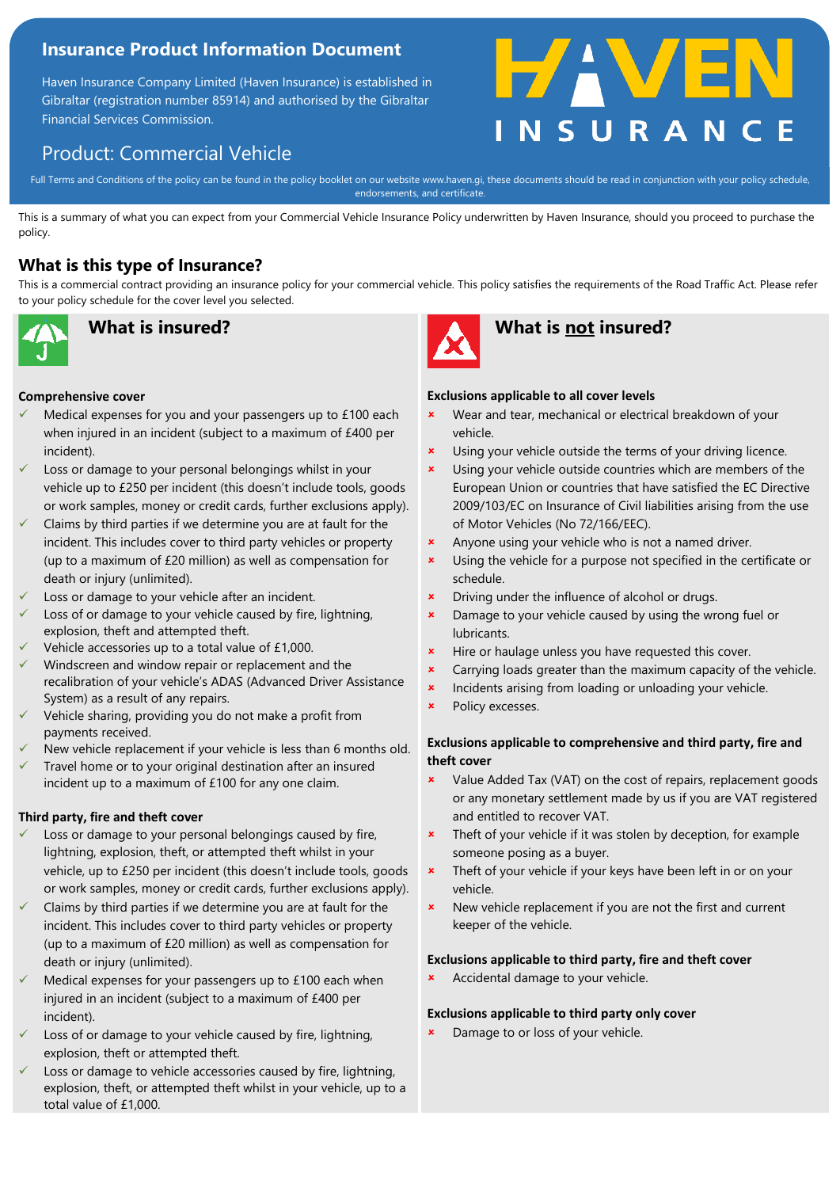# Insurance Product Information Document

Haven Insurance Company Limited (Haven Insurance) is established in Gibraltar (registration number 85914) and authorised by the Gibraltar Financial Services Commission.

## Product: Commercial Vehicle

HAVEN INSURANCE

Full Terms and Conditions of the policy can be found in the policy booklet on our website www.haven.gi, these documents should be read in conjunction with your policy schedule, endorsements, and certificate.

This is a summary of what you can expect from your Commercial Vehicle Insurance Policy underwritten by Haven Insurance, should you proceed to purchase the policy.

## What is this type of Insurance?

This is a commercial contract providing an insurance policy for your commercial vehicle. This policy satisfies the requirements of the Road Traffic Act. Please refer to your policy schedule for the cover level you selected.

## What is insured?

**Comprehensive cover**

- ✓ Medical expenses for you and your passengers up to £100 each when injured in an incident (subject to a maximum of £400 per incident).
- ✓ Loss or damage to your personal belongings whilst in your vehicle up to £250 per incident (this doesn't include tools, goods or work samples, money or credit cards, further exclusions apply).
- ✓ Claims by third parties if we determine you are at fault for the incident. This includes cover to third party vehicles or property (up to a maximum of £20 million) as well as compensation for death or injury (unlimited).
- ✓ Loss or damage to your vehicle after an incident.
- ✓ Loss of or damage to your vehicle caused by fire, lightning, explosion, theft and attempted theft.
- ✓ Vehicle accessories up to a total value of £1,000.
- ✓ Windscreen and window repair or replacement and the recalibration of your vehicle's ADAS (Advanced Driver Assistance System) as a result of any repairs.
- ✓ Vehicle sharing, providing you do not make a profit from payments received.
- ✓ New vehicle replacement if your vehicle is less than 6 months old.
- ✓ Travel home or to your original destination after an insured incident up to a maximum of £100 for any one claim.

**Third party, fire and theft cover**

- ✓ Loss or damage to your personal belongings caused by fire, lightning, explosion, theft, or attempted theft whilst in your vehicle, up to £250 per incident (this doesn't include tools, goods or work samples, money or credit cards, further exclusions apply).
- ✓ Claims by third parties if we determine you are at fault for the incident. This includes cover to third party vehicles or property (up to a maximum of £20 million) as well as compensation for death or injury (unlimited).
- ✓ Medical expenses for your passengers up to £100 each when injured in an incident (subject to a maximum of £400 per incident).
- ✓ Loss of or damage to your vehicle caused by fire, lightning, explosion, theft or attempted theft.
- ✓ Loss or damage to vehicle accessories caused by fire, lightning, explosion, theft, or attempted theft whilst in your vehicle, up to a total value of £1,000.

## What is not insured?

**Exclusions applicable to all cover levels**

- ✗ Wear and tear, mechanical or electrical breakdown of your vehicle.
- ✗ Using your vehicle outside the terms of your driving licence.
- ✗ Using your vehicle outside countries which are members of the European Union or countries that have satisfied the EC Directive 2009/103/EC on Insurance of Civil liabilities arising from the use of Motor Vehicles (No 72/166/EEC).
- ✗ Anyone using your vehicle who is not a named driver.
- ✗ Using the vehicle for a purpose not specified in the certificate or schedule.
- ✗ Driving under the influence of alcohol or drugs.
- ✗ Damage to your vehicle caused by using the wrong fuel or lubricants.
- ✗ Hire or haulage unless you have requested this cover.
- ✗ Carrying loads greater than the maximum capacity of the vehicle.
- ✗ Incidents arising from loading or unloading your vehicle.
- ✗ Policy excesses.

**Exclusions applicable to comprehensive and third party, fire and theft cover**

- ✗ Value Added Tax (VAT) on the cost of repairs, replacement goods or any monetary settlement made by us if you are VAT registered and entitled to recover VAT.
- ✗ Theft of your vehicle if it was stolen by deception, for example someone posing as a buyer.
- ✗ Theft of your vehicle if your keys have been left in or on your vehicle.
- ✗ New vehicle replacement if you are not the first and current keeper of the vehicle.

**Exclusions applicable to third party, fire and theft cover**

- ✗ Accidental damage to your vehicle.

**Exclusions applicable to third party only cover**

- ✗ Damage to or loss of your vehicle.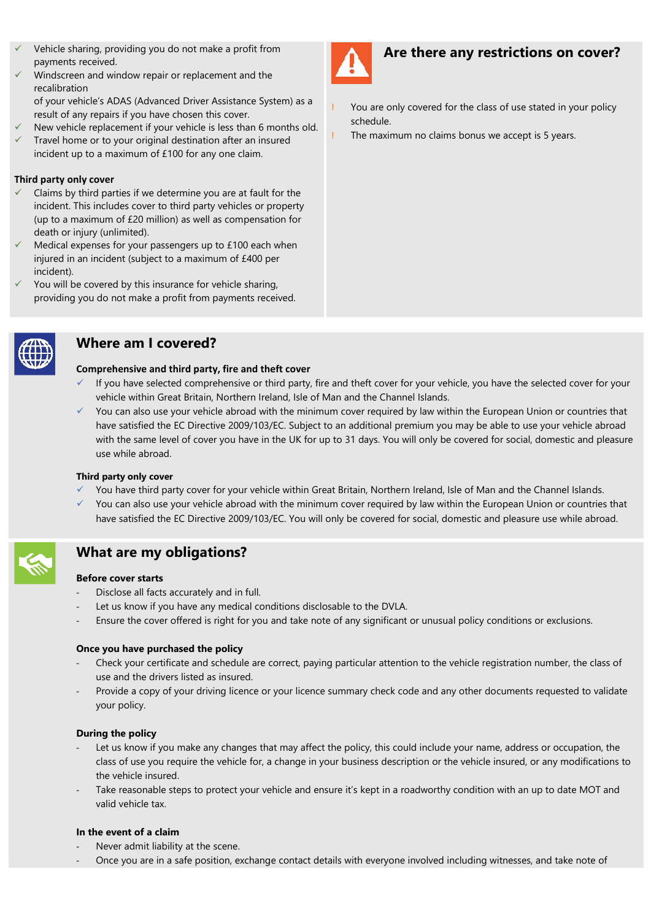- ✓ Vehicle sharing, providing you do not make a profit from payments received.
- ✓ Windscreen and window repair or replacement and the recalibration of your vehicle's ADAS (Advanced Driver Assistance System) as a result of any repairs if you have chosen this cover.
- ✓ New vehicle replacement if your vehicle is less than 6 months old.
- ✓ Travel home or to your original destination after an insured incident up to a maximum of £100 for any one claim.

**Third party only cover**

- ✓ Claims by third parties if we determine you are at fault for the incident. This includes cover to third party vehicles or property (up to a maximum of £20 million) as well as compensation for death or injury (unlimited).
- ✓ Medical expenses for your passengers up to £100 each when injured in an incident (subject to a maximum of £400 per incident).
- ✓ You will be covered by this insurance for vehicle sharing, providing you do not make a profit from payments received.

## Are there any restrictions on cover?

- ! You are only covered for the class of use stated in your policy schedule.
- ! The maximum no claims bonus we accept is 5 years.

## Where am I covered?

**Comprehensive and third party, fire and theft cover**

- ✓ If you have selected comprehensive or third party, fire and theft cover for your vehicle, you have the selected cover for your vehicle within Great Britain, Northern Ireland, Isle of Man and the Channel Islands.
- ✓ You can also use your vehicle abroad with the minimum cover required by law within the European Union or countries that have satisfied the EC Directive 2009/103/EC. Subject to an additional premium you may be able to use your vehicle abroad with the same level of cover you have in the UK for up to 31 days. You will only be covered for social, domestic and pleasure use while abroad.

**Third party only cover**

- ✓ You have third party cover for your vehicle within Great Britain, Northern Ireland, Isle of Man and the Channel Islands.
- ✓ You can also use your vehicle abroad with the minimum cover required by law within the European Union or countries that have satisfied the EC Directive 2009/103/EC. You will only be covered for social, domestic and pleasure use while abroad.

## What are my obligations?

**Before cover starts**

- Disclose all facts accurately and in full.
- Let us know if you have any medical conditions disclosable to the DVLA.
- Ensure the cover offered is right for you and take note of any significant or unusual policy conditions or exclusions.

**Once you have purchased the policy**

- Check your certificate and schedule are correct, paying particular attention to the vehicle registration number, the class of use and the drivers listed as insured.
- Provide a copy of your driving licence or your licence summary check code and any other documents requested to validate your policy.

**During the policy**

- Let us know if you make any changes that may affect the policy, this could include your name, address or occupation, the class of use you require the vehicle for, a change in your business description or the vehicle insured, or any modifications to the vehicle insured.
- Take reasonable steps to protect your vehicle and ensure it's kept in a roadworthy condition with an up to date MOT and valid vehicle tax.

**In the event of a claim**

- Never admit liability at the scene.
- Once you are in a safe position, exchange contact details with everyone involved including witnesses, and take note of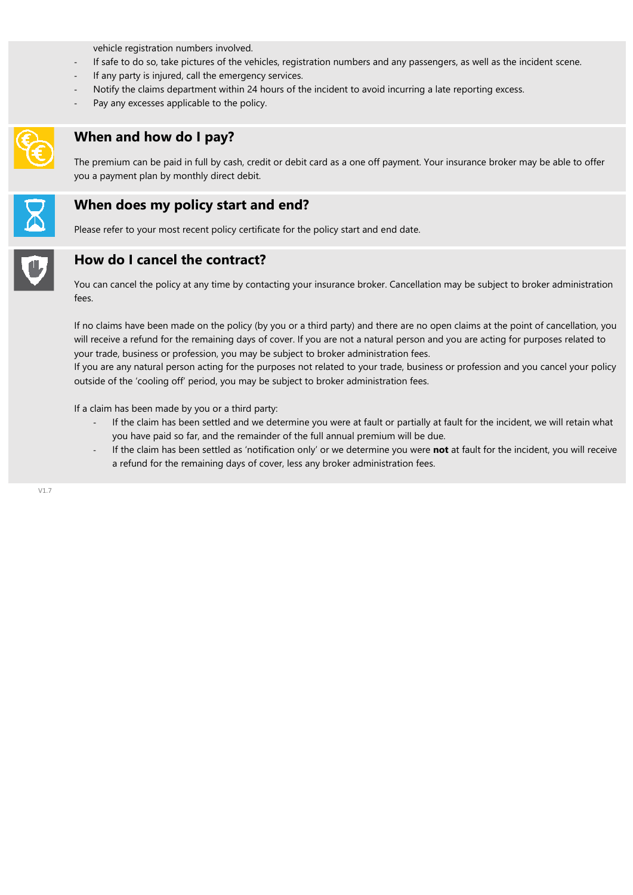vehicle registration numbers involved.

- If safe to do so, take pictures of the vehicles, registration numbers and any passengers, as well as the incident scene.
- If any party is injured, call the emergency services.
- Notify the claims department within 24 hours of the incident to avoid incurring a late reporting excess.
- Pay any excesses applicable to the policy.

## When and how do I pay?

The premium can be paid in full by cash, credit or debit card as a one off payment. Your insurance broker may be able to offer you a payment plan by monthly direct debit.

## When does my policy start and end?

Please refer to your most recent policy certificate for the policy start and end date.

## How do I cancel the contract?

You can cancel the policy at any time by contacting your insurance broker. Cancellation may be subject to broker administration fees.

If no claims have been made on the policy (by you or a third party) and there are no open claims at the point of cancellation, you will receive a refund for the remaining days of cover. If you are not a natural person and you are acting for purposes related to your trade, business or profession, you may be subject to broker administration fees.
If you are any natural person acting for the purposes not related to your trade, business or profession and you cancel your policy outside of the 'cooling off' period, you may be subject to broker administration fees.

If a claim has been made by you or a third party:

- If the claim has been settled and we determine you were at fault or partially at fault for the incident, we will retain what you have paid so far, and the remainder of the full annual premium will be due.
- If the claim has been settled as 'notification only' or we determine you were **not** at fault for the incident, you will receive a refund for the remaining days of cover, less any broker administration fees.

V1.7